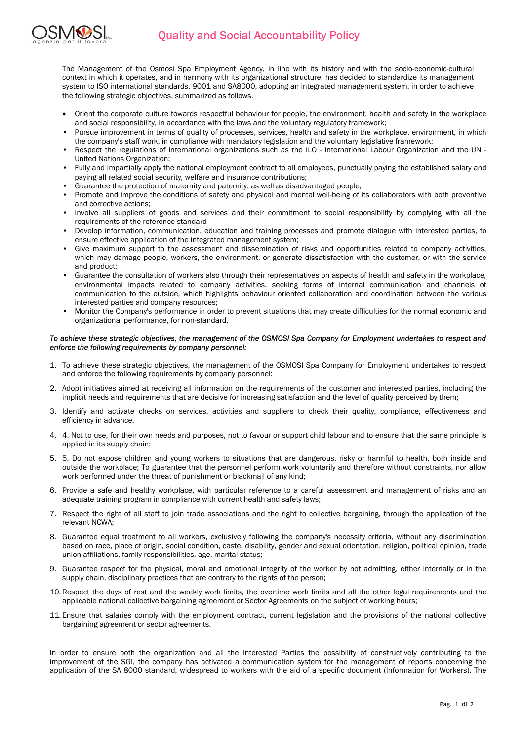# Quality and Social Accountability Policy

The Management of the Osmosi Spa Employment Agency, in line with its history and with the socio-economic-cultural context in which it operates, and in harmony with its organizational structure, has decided to standardize its management system to ISO international standards. 9001 and SA8000, adopting an integrated management system, in order to achieve the following strategic objectives, summarized as follows.

- Orient the corporate culture towards respectful behaviour for people, the environment, health and safety in the workplace and social responsibility, in accordance with the laws and the voluntary regulatory framework;
- Pursue improvement in terms of quality of processes, services, health and safety in the workplace, environment, in which the company's staff work, in compliance with mandatory legislation and the voluntary legislative framework;
- Respect the regulations of international organizations such as the ILO - International Labour Organization and the UN - United Nations Organization;
- Fully and impartially apply the national employment contract to all employees, punctually paying the established salary and paying all related social security, welfare and insurance contributions;
- Guarantee the protection of maternity and paternity, as well as disadvantaged people;
- Promote and improve the conditions of safety and physical and mental well-being of its collaborators with both preventive and corrective actions;
- Involve all suppliers of goods and services and their commitment to social responsibility by complying with all the requirements of the reference standard
- Develop information, communication, education and training processes and promote dialogue with interested parties, to ensure effective application of the integrated management system;
- Give maximum support to the assessment and dissemination of risks and opportunities related to company activities, which may damage people, workers, the environment, or generate dissatisfaction with the customer, or with the service and product;
- Guarantee the consultation of workers also through their representatives on aspects of health and safety in the workplace, environmental impacts related to company activities, seeking forms of internal communication and channels of communication to the outside, which highlights behaviour oriented collaboration and coordination between the various interested parties and company resources;
- Monitor the Company's performance in order to prevent situations that may create difficulties for the normal economic and organizational performance, for non-standard,

*To achieve these strategic objectives, the management of the OSMOSI Spa Company for Employment undertakes to respect and enforce the following requirements by company personnel:*

1. To achieve these strategic objectives, the management of the OSMOSI Spa Company for Employment undertakes to respect and enforce the following requirements by company personnel:
2. Adopt initiatives aimed at receiving all information on the requirements of the customer and interested parties, including the implicit needs and requirements that are decisive for increasing satisfaction and the level of quality perceived by them;
3. Identify and activate checks on services, activities and suppliers to check their quality, compliance, effectiveness and efficiency in advance.
4. 4. Not to use, for their own needs and purposes, not to favour or support child labour and to ensure that the same principle is applied in its supply chain;
5. 5. Do not expose children and young workers to situations that are dangerous, risky or harmful to health, both inside and outside the workplace; To guarantee that the personnel perform work voluntarily and therefore without constraints, nor allow work performed under the threat of punishment or blackmail of any kind;
6. Provide a safe and healthy workplace, with particular reference to a careful assessment and management of risks and an adequate training program in compliance with current health and safety laws;
7. Respect the right of all staff to join trade associations and the right to collective bargaining, through the application of the relevant NCWA;
8. Guarantee equal treatment to all workers, exclusively following the company's necessity criteria, without any discrimination based on race, place of origin, social condition, caste, disability, gender and sexual orientation, religion, political opinion, trade union affiliations, family responsibilities, age, marital status;
9. Guarantee respect for the physical, moral and emotional integrity of the worker by not admitting, either internally or in the supply chain, disciplinary practices that are contrary to the rights of the person;
10. Respect the days of rest and the weekly work limits, the overtime work limits and all the other legal requirements and the applicable national collective bargaining agreement or Sector Agreements on the subject of working hours;
11. Ensure that salaries comply with the employment contract, current legislation and the provisions of the national collective bargaining agreement or sector agreements.

In order to ensure both the organization and all the Interested Parties the possibility of constructively contributing to the improvement of the SGI, the company has activated a communication system for the management of reports concerning the application of the SA 8000 standard, widespread to workers with the aid of a specific document (Information for Workers). The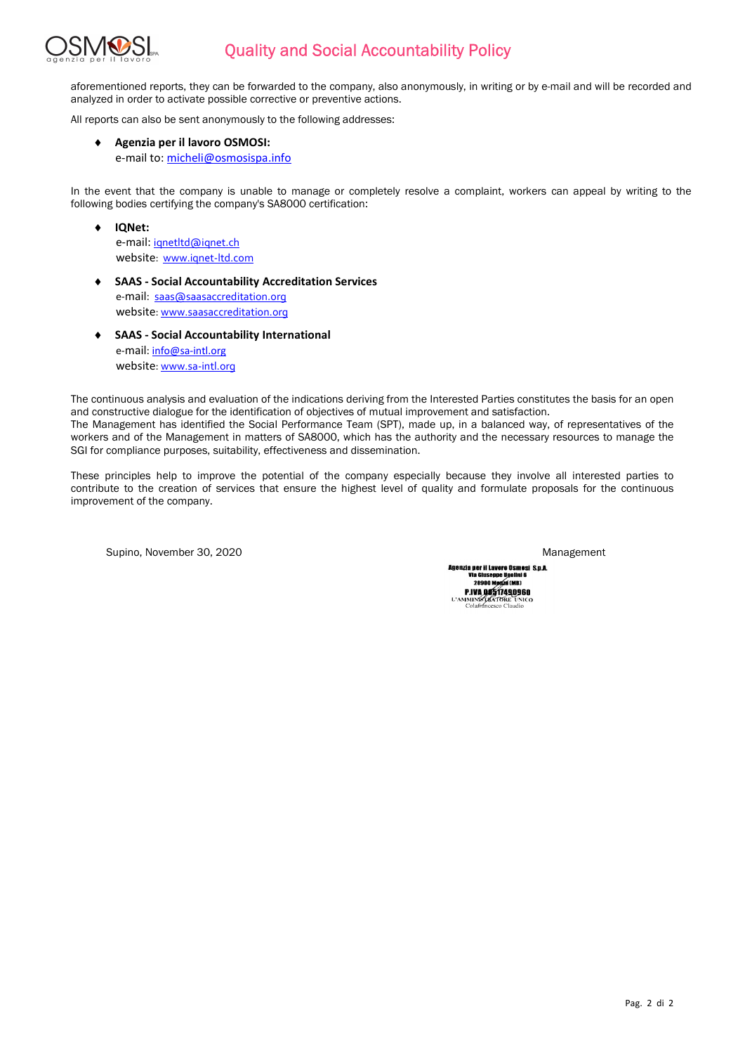aforementioned reports, they can be forwarded to the company, also anonymously, in writing or by e-mail and will be recorded and analyzed in order to activate possible corrective or preventive actions.

All reports can also be sent anonymously to the following addresses:

- **Agenzia per il lavoro OSMOSI:**
  e-mail to: micheli@osmosispa.info

In the event that the company is unable to manage or completely resolve a complaint, workers can appeal by writing to the following bodies certifying the company's SA8000 certification:

- **IQNet:**
  e-mail: iqnetltd@iqnet.ch
  website: www.iqnet-ltd.com
- **SAAS - Social Accountability Accreditation Services**
  e-mail: saas@saasaccreditation.org
  website: www.saasaccreditation.org
- **SAAS - Social Accountability International**
  e-mail: info@sa-intl.org
  website: www.sa-intl.org

The continuous analysis and evaluation of the indications deriving from the Interested Parties constitutes the basis for an open and constructive dialogue for the identification of objectives of mutual improvement and satisfaction.
The Management has identified the Social Performance Team (SPT), made up, in a balanced way, of representatives of the workers and of the Management in matters of SA8000, which has the authority and the necessary resources to manage the SGI for compliance purposes, suitability, effectiveness and dissemination.

These principles help to improve the potential of the company especially because they involve all interested parties to contribute to the creation of services that ensure the highest level of quality and formulate proposals for the continuous improvement of the company.

Supino, November 30, 2020

Management

Agenzia per il Lavoro Osmosi S.p.A.
Via Giuseppe Ugolini 6
20900 Monza (MB)
P.IVA 08517490960
L'AMMINISTRATORE UNICO
Colafrancesco Claudio